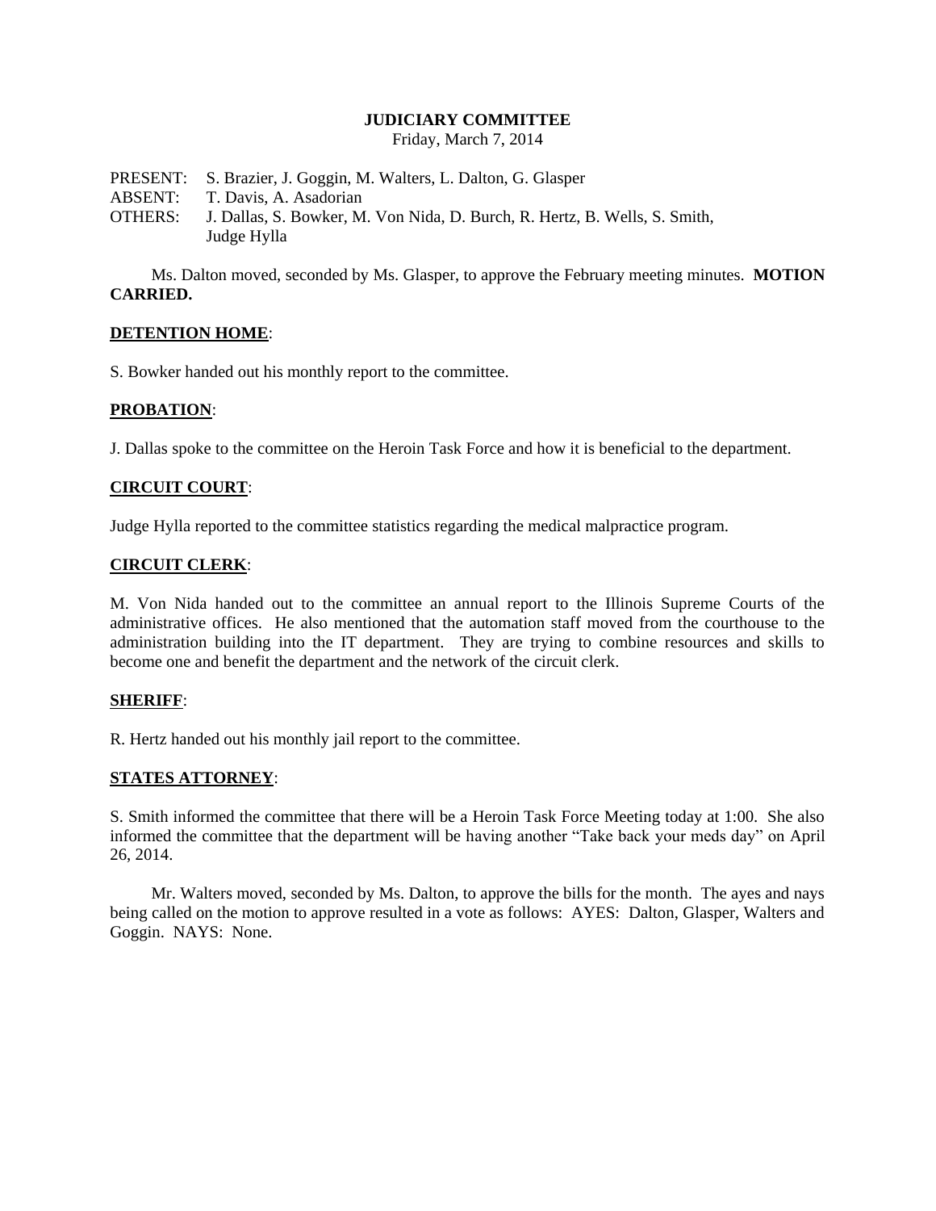**JUDICIARY COMMITTEE**
Friday, March 7, 2014

PRESENT: S. Brazier, J. Goggin, M. Walters, L. Dalton, G. Glasper
ABSENT: T. Davis, A. Asadorian
OTHERS: J. Dallas, S. Bowker, M. Von Nida, D. Burch, R. Hertz, B. Wells, S. Smith, Judge Hylla

Ms. Dalton moved, seconded by Ms. Glasper, to approve the February meeting minutes. **MOTION CARRIED.**

**DETENTION HOME**:

S. Bowker handed out his monthly report to the committee.

**PROBATION**:

J. Dallas spoke to the committee on the Heroin Task Force and how it is beneficial to the department.

**CIRCUIT COURT**:

Judge Hylla reported to the committee statistics regarding the medical malpractice program.

**CIRCUIT CLERK**:

M. Von Nida handed out to the committee an annual report to the Illinois Supreme Courts of the administrative offices. He also mentioned that the automation staff moved from the courthouse to the administration building into the IT department. They are trying to combine resources and skills to become one and benefit the department and the network of the circuit clerk.

**SHERIFF**:

R. Hertz handed out his monthly jail report to the committee.

**STATES ATTORNEY**:

S. Smith informed the committee that there will be a Heroin Task Force Meeting today at 1:00. She also informed the committee that the department will be having another "Take back your meds day" on April 26, 2014.

Mr. Walters moved, seconded by Ms. Dalton, to approve the bills for the month. The ayes and nays being called on the motion to approve resulted in a vote as follows: AYES: Dalton, Glasper, Walters and Goggin. NAYS: None.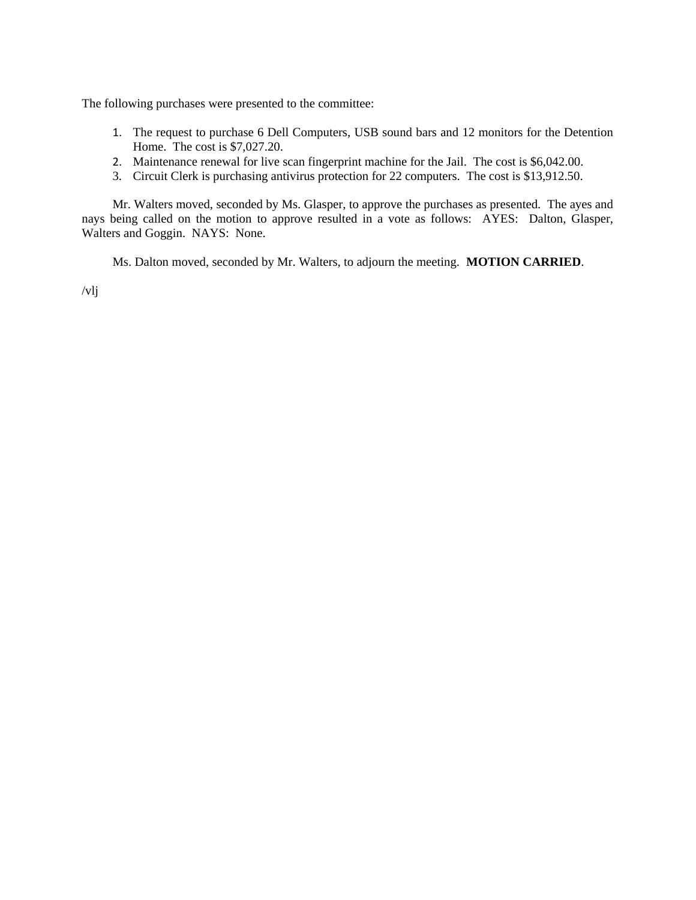The following purchases were presented to the committee:

1. The request to purchase 6 Dell Computers, USB sound bars and 12 monitors for the Detention Home. The cost is $7,027.20.
2. Maintenance renewal for live scan fingerprint machine for the Jail. The cost is $6,042.00.
3. Circuit Clerk is purchasing antivirus protection for 22 computers. The cost is $13,912.50.

Mr. Walters moved, seconded by Ms. Glasper, to approve the purchases as presented. The ayes and nays being called on the motion to approve resulted in a vote as follows: AYES: Dalton, Glasper, Walters and Goggin. NAYS: None.

Ms. Dalton moved, seconded by Mr. Walters, to adjourn the meeting. **MOTION CARRIED**.

/vlj